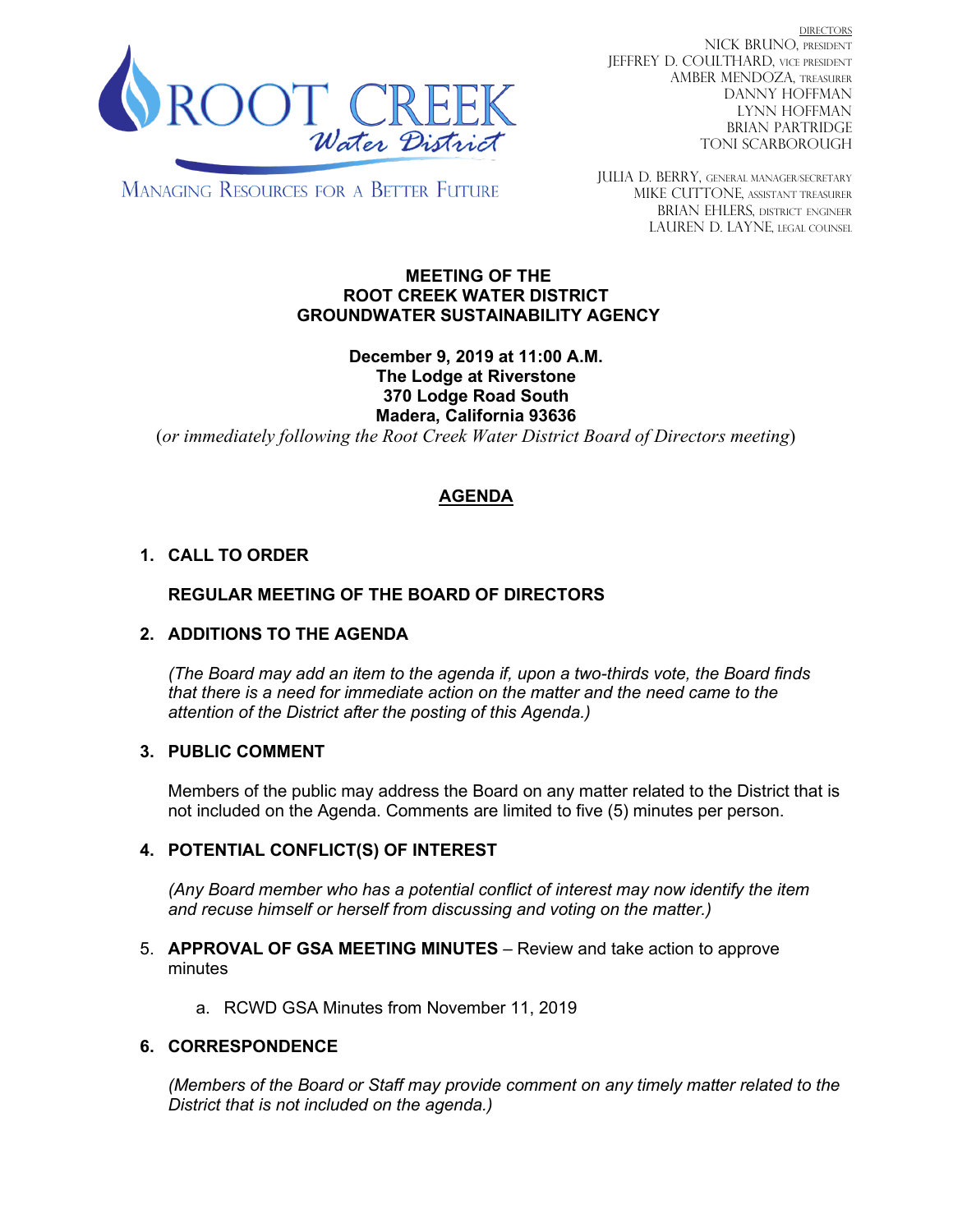ROOT CREEK *Water District*

MANAGING RESOURCES FOR A BETTER FUTURE

DIRECTORS
NICK BRUNO, PRESIDENT
JEFFREY D. COULTHARD, VICE PRESIDENT
AMBER MENDOZA, TREASURER
DANNY HOFFMAN
LYNN HOFFMAN
BRIAN PARTRIDGE
TONI SCARBOROUGH

JULIA D. BERRY, GENERAL MANAGER/SECRETARY
MIKE CUTTONE, ASSISTANT TREASURER
BRIAN EHLERS, DISTRICT ENGINEER
LAUREN D. LAYNE, LEGAL COUNSEL

**MEETING OF THE**
**ROOT CREEK WATER DISTRICT**
**GROUNDWATER SUSTAINABILITY AGENCY**

**December 9, 2019 at 11:00 A.M.**
**The Lodge at Riverstone**
**370 Lodge Road South**
**Madera, California 93636**
(*or immediately following the Root Creek Water District Board of Directors meeting*)

**AGENDA**

1. **CALL TO ORDER**

   **REGULAR MEETING OF THE BOARD OF DIRECTORS**

2. **ADDITIONS TO THE AGENDA**

   *(The Board may add an item to the agenda if, upon a two-thirds vote, the Board finds that there is a need for immediate action on the matter and the need came to the attention of the District after the posting of this Agenda.)*

3. **PUBLIC COMMENT**

   Members of the public may address the Board on any matter related to the District that is not included on the Agenda. Comments are limited to five (5) minutes per person.

4. **POTENTIAL CONFLICT(S) OF INTEREST**

   *(Any Board member who has a potential conflict of interest may now identify the item and recuse himself or herself from discussing and voting on the matter.)*

5. **APPROVAL OF GSA MEETING MINUTES** – Review and take action to approve minutes

   a. RCWD GSA Minutes from November 11, 2019

6. **CORRESPONDENCE**

   *(Members of the Board or Staff may provide comment on any timely matter related to the District that is not included on the agenda.)*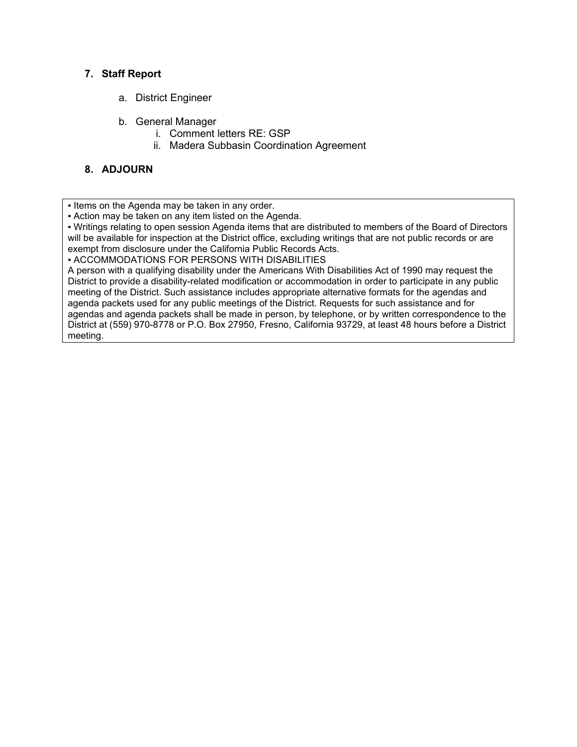7. **Staff Report**

    a. District Engineer

    b. General Manager
        i. Comment letters RE: GSP
        ii. Madera Subbasin Coordination Agreement

8. **ADJOURN**

▪ Items on the Agenda may be taken in any order.
▪ Action may be taken on any item listed on the Agenda.
▪ Writings relating to open session Agenda items that are distributed to members of the Board of Directors will be available for inspection at the District office, excluding writings that are not public records or are exempt from disclosure under the California Public Records Acts.
▪ ACCOMMODATIONS FOR PERSONS WITH DISABILITIES
A person with a qualifying disability under the Americans With Disabilities Act of 1990 may request the District to provide a disability-related modification or accommodation in order to participate in any public meeting of the District. Such assistance includes appropriate alternative formats for the agendas and agenda packets used for any public meetings of the District. Requests for such assistance and for agendas and agenda packets shall be made in person, by telephone, or by written correspondence to the District at (559) 970-8778 or P.O. Box 27950, Fresno, California 93729, at least 48 hours before a District meeting.